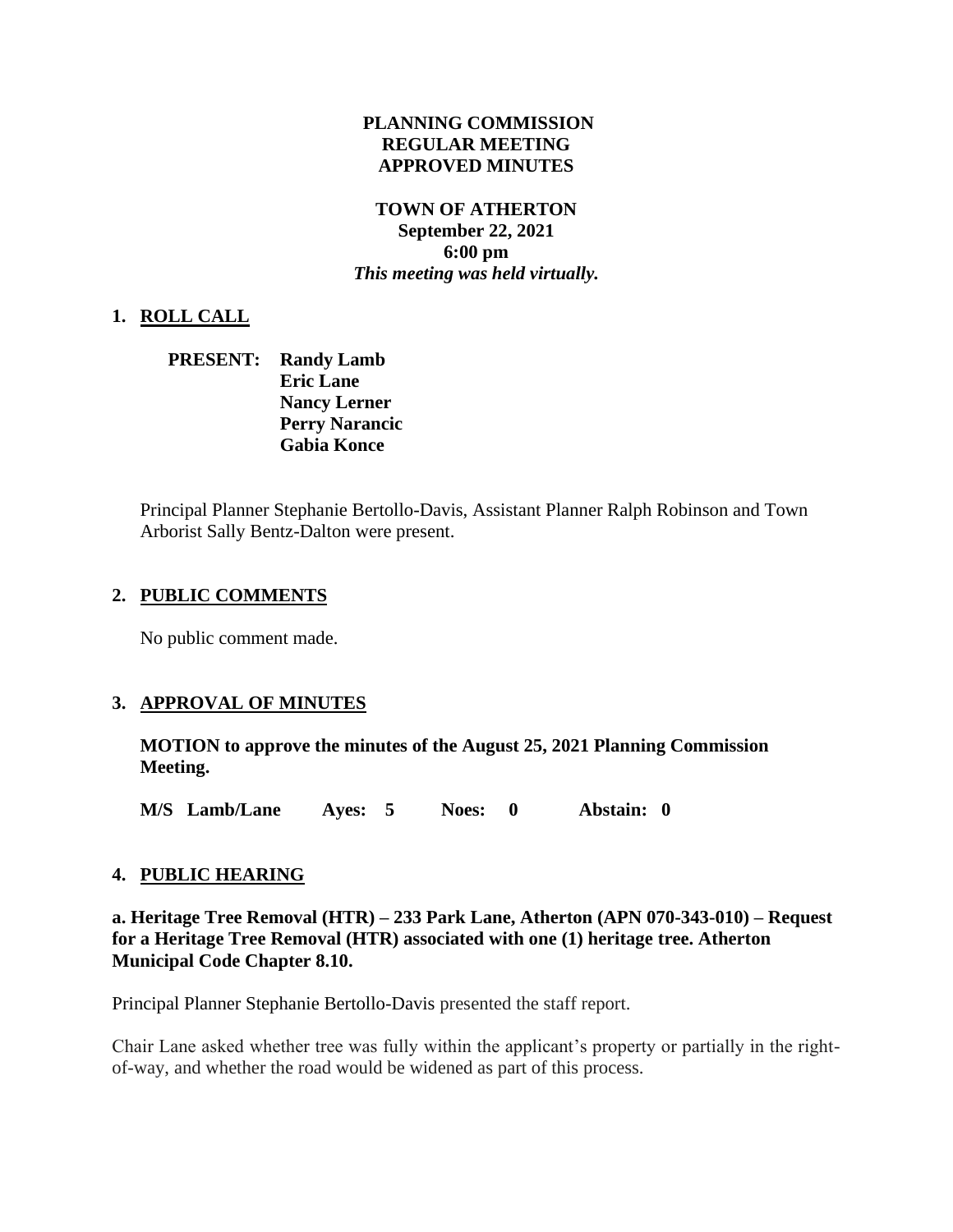**PLANNING COMMISSION**
**REGULAR MEETING**
**APPROVED MINUTES**

**TOWN OF ATHERTON**
**September 22, 2021**
**6:00 pm**
***This meeting was held virtually.***

## 1. ROLL CALL

**PRESENT: Randy Lamb**
**Eric Lane**
**Nancy Lerner**
**Perry Narancic**
**Gabia Konce**

Principal Planner Stephanie Bertollo-Davis, Assistant Planner Ralph Robinson and Town Arborist Sally Bentz-Dalton were present.

## 2. PUBLIC COMMENTS

No public comment made.

## 3. APPROVAL OF MINUTES

**MOTION to approve the minutes of the August 25, 2021 Planning Commission Meeting.**

**M/S Lamb/Lane  Ayes: 5  Noes: 0  Abstain: 0**

## 4. PUBLIC HEARING

**a. Heritage Tree Removal (HTR) – 233 Park Lane, Atherton (APN 070-343-010) – Request for a Heritage Tree Removal (HTR) associated with one (1) heritage tree. Atherton Municipal Code Chapter 8.10.**

Principal Planner Stephanie Bertollo-Davis presented the staff report.

Chair Lane asked whether tree was fully within the applicant's property or partially in the right-of-way, and whether the road would be widened as part of this process.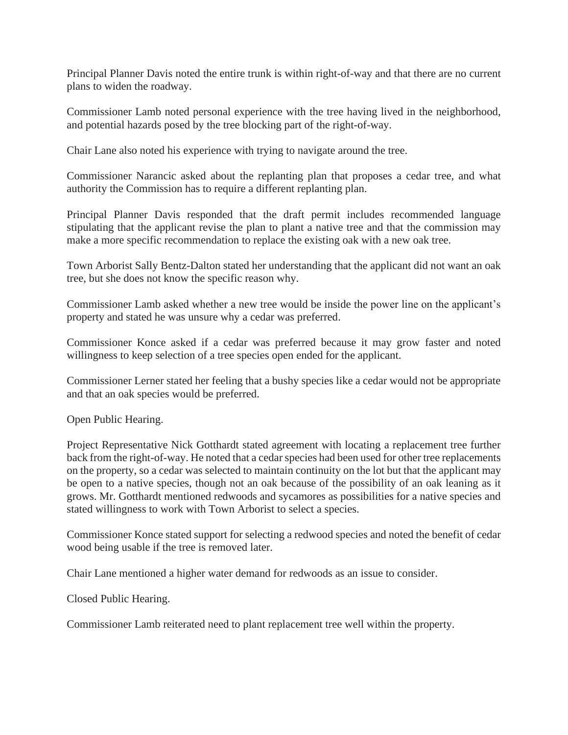Principal Planner Davis noted the entire trunk is within right-of-way and that there are no current plans to widen the roadway.

Commissioner Lamb noted personal experience with the tree having lived in the neighborhood, and potential hazards posed by the tree blocking part of the right-of-way.

Chair Lane also noted his experience with trying to navigate around the tree.

Commissioner Narancic asked about the replanting plan that proposes a cedar tree, and what authority the Commission has to require a different replanting plan.

Principal Planner Davis responded that the draft permit includes recommended language stipulating that the applicant revise the plan to plant a native tree and that the commission may make a more specific recommendation to replace the existing oak with a new oak tree.

Town Arborist Sally Bentz-Dalton stated her understanding that the applicant did not want an oak tree, but she does not know the specific reason why.

Commissioner Lamb asked whether a new tree would be inside the power line on the applicant's property and stated he was unsure why a cedar was preferred.

Commissioner Konce asked if a cedar was preferred because it may grow faster and noted willingness to keep selection of a tree species open ended for the applicant.

Commissioner Lerner stated her feeling that a bushy species like a cedar would not be appropriate and that an oak species would be preferred.

Open Public Hearing.

Project Representative Nick Gotthardt stated agreement with locating a replacement tree further back from the right-of-way. He noted that a cedar species had been used for other tree replacements on the property, so a cedar was selected to maintain continuity on the lot but that the applicant may be open to a native species, though not an oak because of the possibility of an oak leaning as it grows. Mr. Gotthardt mentioned redwoods and sycamores as possibilities for a native species and stated willingness to work with Town Arborist to select a species.

Commissioner Konce stated support for selecting a redwood species and noted the benefit of cedar wood being usable if the tree is removed later.

Chair Lane mentioned a higher water demand for redwoods as an issue to consider.

Closed Public Hearing.

Commissioner Lamb reiterated need to plant replacement tree well within the property.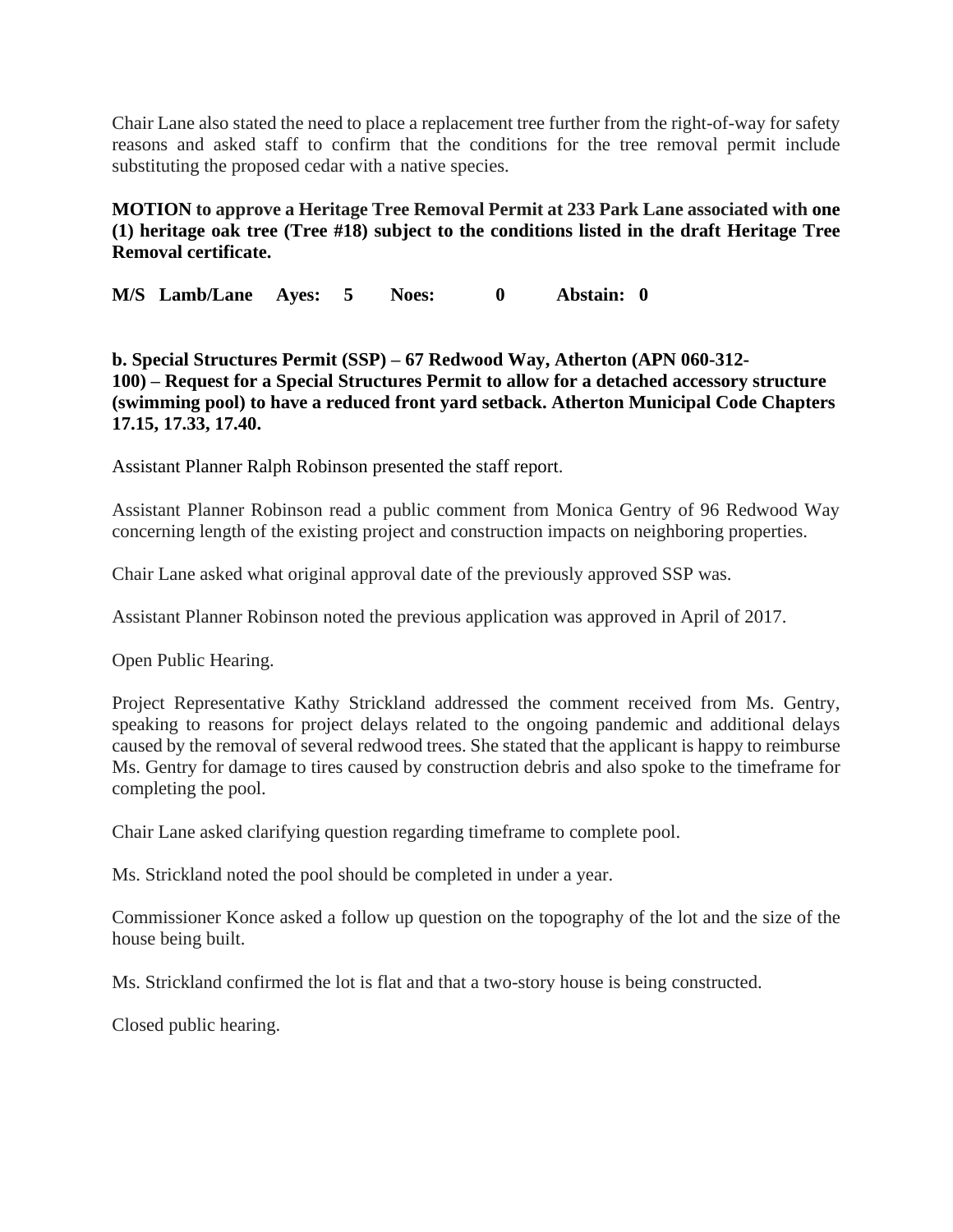Chair Lane also stated the need to place a replacement tree further from the right-of-way for safety reasons and asked staff to confirm that the conditions for the tree removal permit include substituting the proposed cedar with a native species.

**MOTION to approve a Heritage Tree Removal Permit at 233 Park Lane associated with one (1) heritage oak tree (Tree #18) subject to the conditions listed in the draft Heritage Tree Removal certificate.**

**M/S Lamb/Lane Ayes: 5 Noes: 0 Abstain: 0**

**b. Special Structures Permit (SSP) – 67 Redwood Way, Atherton (APN 060-312-100) – Request for a Special Structures Permit to allow for a detached accessory structure (swimming pool) to have a reduced front yard setback. Atherton Municipal Code Chapters 17.15, 17.33, 17.40.**

Assistant Planner Ralph Robinson presented the staff report.

Assistant Planner Robinson read a public comment from Monica Gentry of 96 Redwood Way concerning length of the existing project and construction impacts on neighboring properties.

Chair Lane asked what original approval date of the previously approved SSP was.

Assistant Planner Robinson noted the previous application was approved in April of 2017.

Open Public Hearing.

Project Representative Kathy Strickland addressed the comment received from Ms. Gentry, speaking to reasons for project delays related to the ongoing pandemic and additional delays caused by the removal of several redwood trees. She stated that the applicant is happy to reimburse Ms. Gentry for damage to tires caused by construction debris and also spoke to the timeframe for completing the pool.

Chair Lane asked clarifying question regarding timeframe to complete pool.

Ms. Strickland noted the pool should be completed in under a year.

Commissioner Konce asked a follow up question on the topography of the lot and the size of the house being built.

Ms. Strickland confirmed the lot is flat and that a two-story house is being constructed.

Closed public hearing.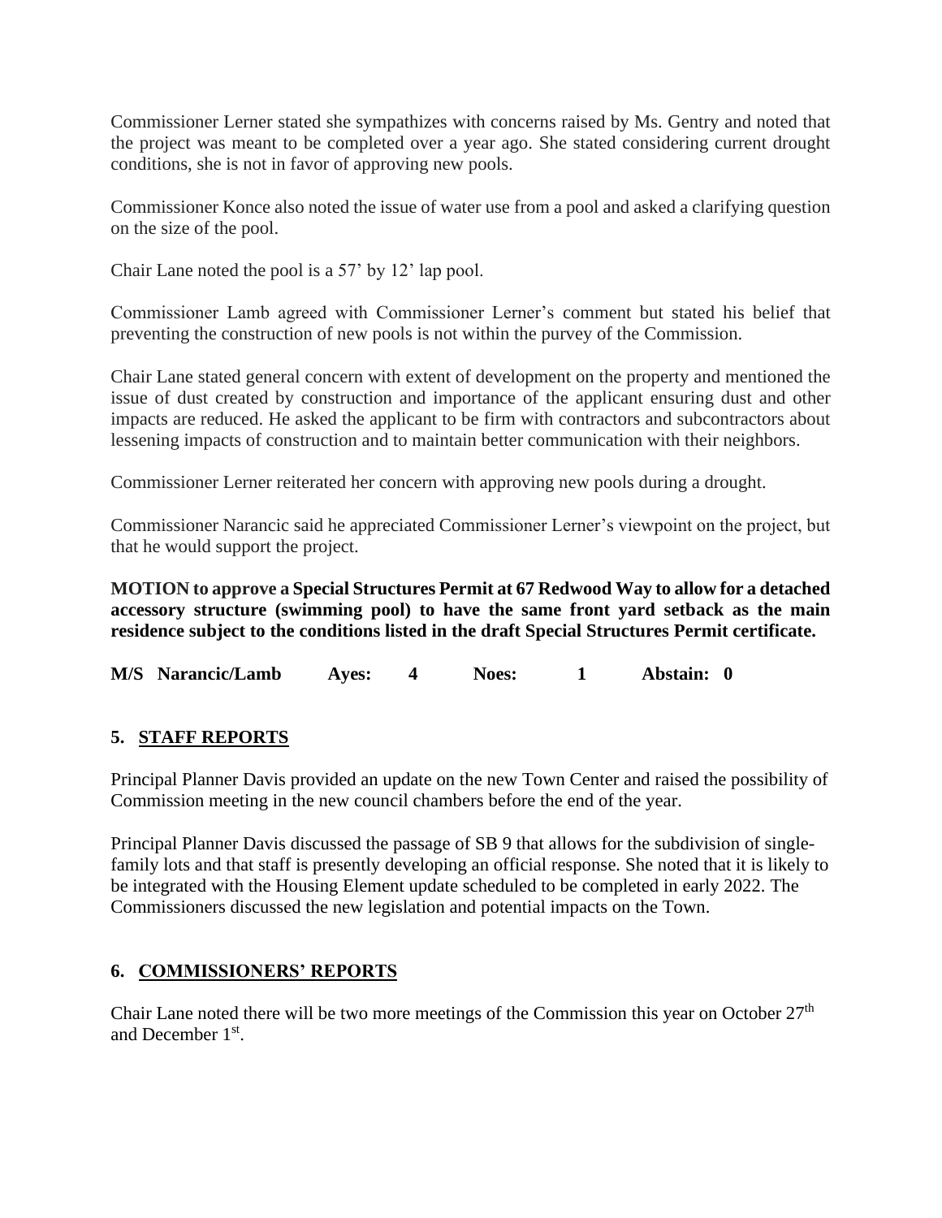Commissioner Lerner stated she sympathizes with concerns raised by Ms. Gentry and noted that the project was meant to be completed over a year ago. She stated considering current drought conditions, she is not in favor of approving new pools.

Commissioner Konce also noted the issue of water use from a pool and asked a clarifying question on the size of the pool.

Chair Lane noted the pool is a 57' by 12' lap pool.

Commissioner Lamb agreed with Commissioner Lerner's comment but stated his belief that preventing the construction of new pools is not within the purvey of the Commission.

Chair Lane stated general concern with extent of development on the property and mentioned the issue of dust created by construction and importance of the applicant ensuring dust and other impacts are reduced. He asked the applicant to be firm with contractors and subcontractors about lessening impacts of construction and to maintain better communication with their neighbors.

Commissioner Lerner reiterated her concern with approving new pools during a drought.

Commissioner Narancic said he appreciated Commissioner Lerner's viewpoint on the project, but that he would support the project.

**MOTION to approve a Special Structures Permit at 67 Redwood Way to allow for a detached accessory structure (swimming pool) to have the same front yard setback as the main residence subject to the conditions listed in the draft Special Structures Permit certificate.**

**M/S Narancic/Lamb  Ayes: 4  Noes: 1  Abstain: 0**

## 5. STAFF REPORTS

Principal Planner Davis provided an update on the new Town Center and raised the possibility of Commission meeting in the new council chambers before the end of the year.

Principal Planner Davis discussed the passage of SB 9 that allows for the subdivision of single-family lots and that staff is presently developing an official response. She noted that it is likely to be integrated with the Housing Element update scheduled to be completed in early 2022. The Commissioners discussed the new legislation and potential impacts on the Town.

## 6. COMMISSIONERS' REPORTS

Chair Lane noted there will be two more meetings of the Commission this year on October 27th and December 1st.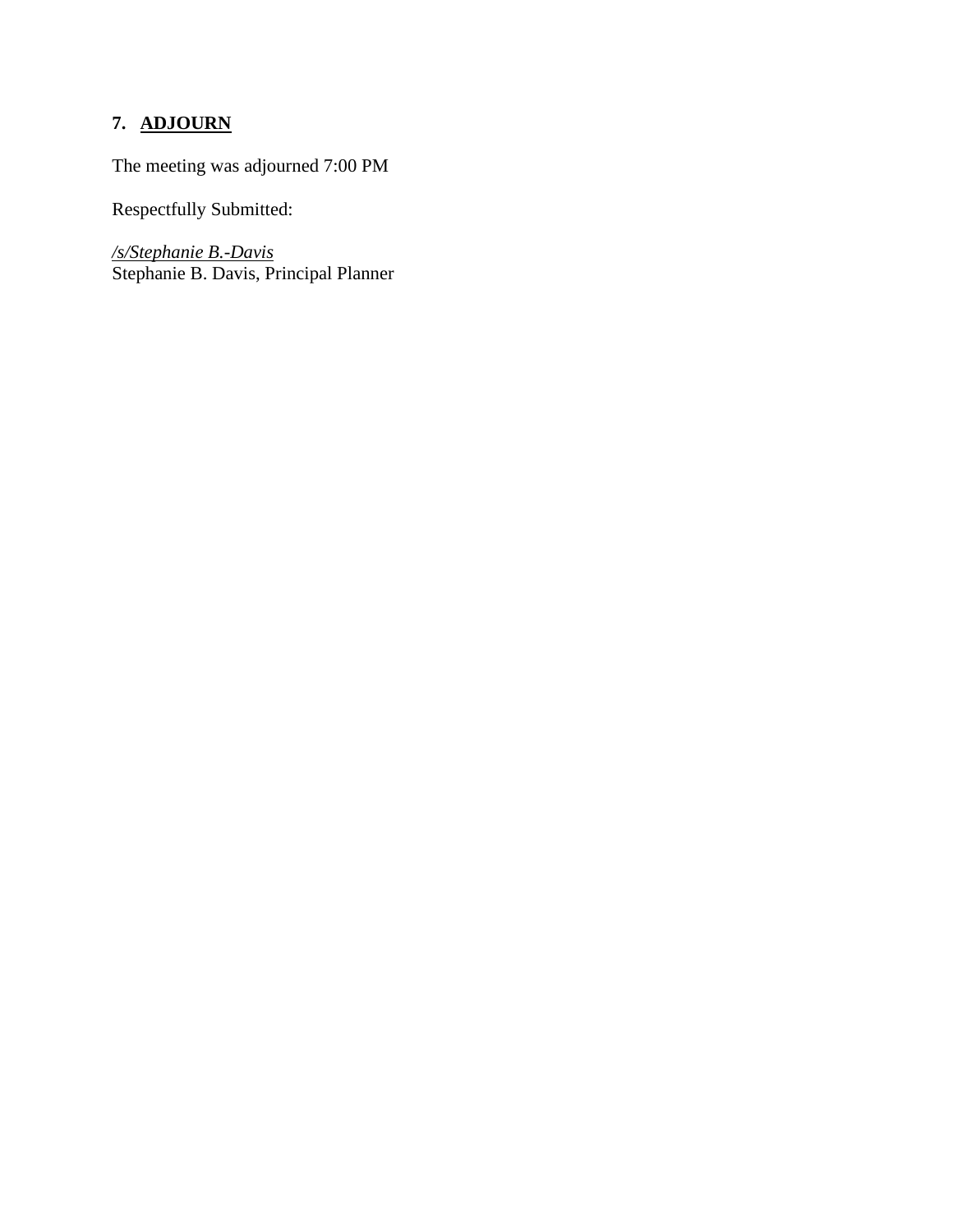## 7. ADJOURN

The meeting was adjourned 7:00 PM

Respectfully Submitted:

*/s/Stephanie B.-Davis*
Stephanie B. Davis, Principal Planner